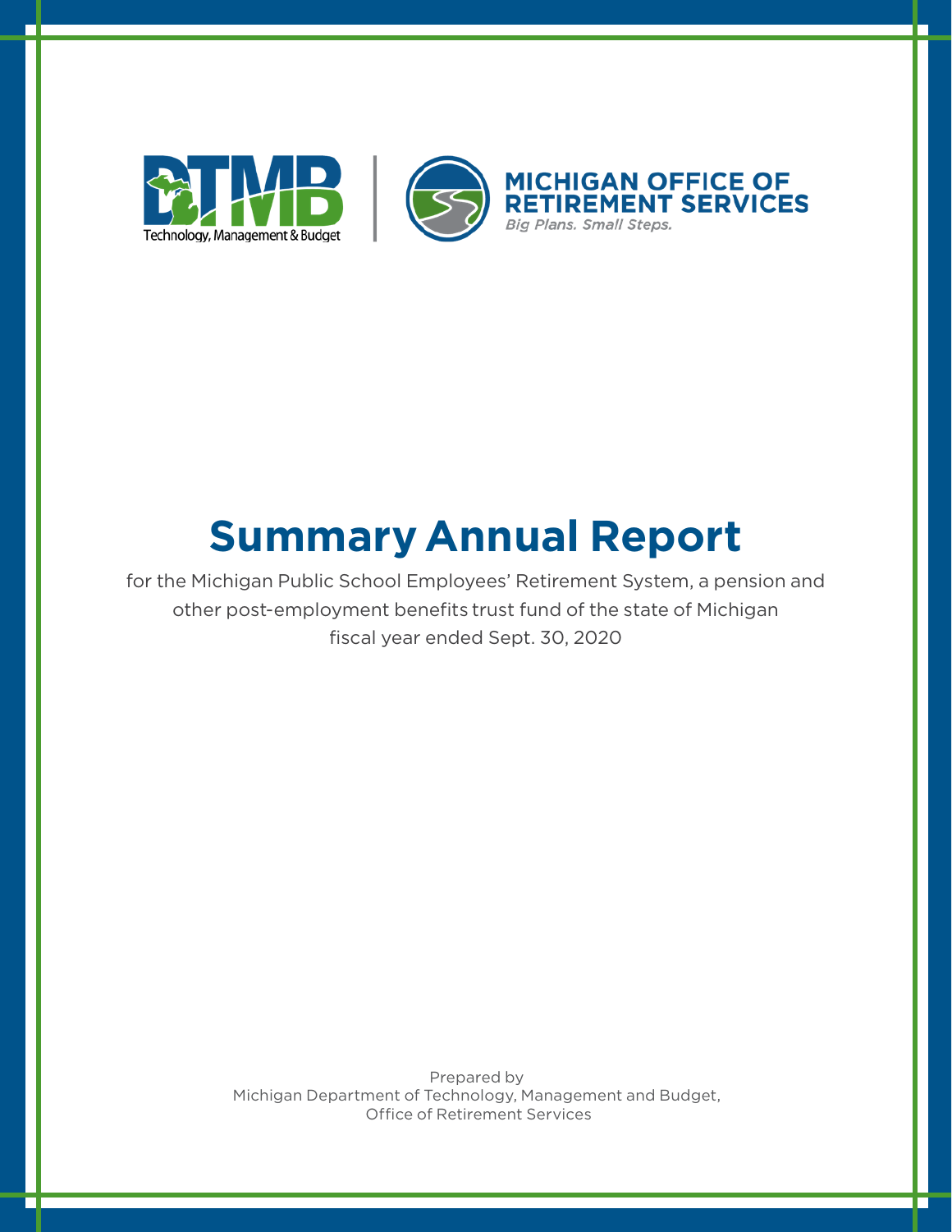DTMB Technology, Management & Budget

MICHIGAN OFFICE OF RETIREMENT SERVICES

*Big Plans. Small Steps.*

# Summary Annual Report

for the Michigan Public School Employees' Retirement System, a pension and other post-employment benefits trust fund of the state of Michigan fiscal year ended Sept. 30, 2020

Prepared by
Michigan Department of Technology, Management and Budget,
Office of Retirement Services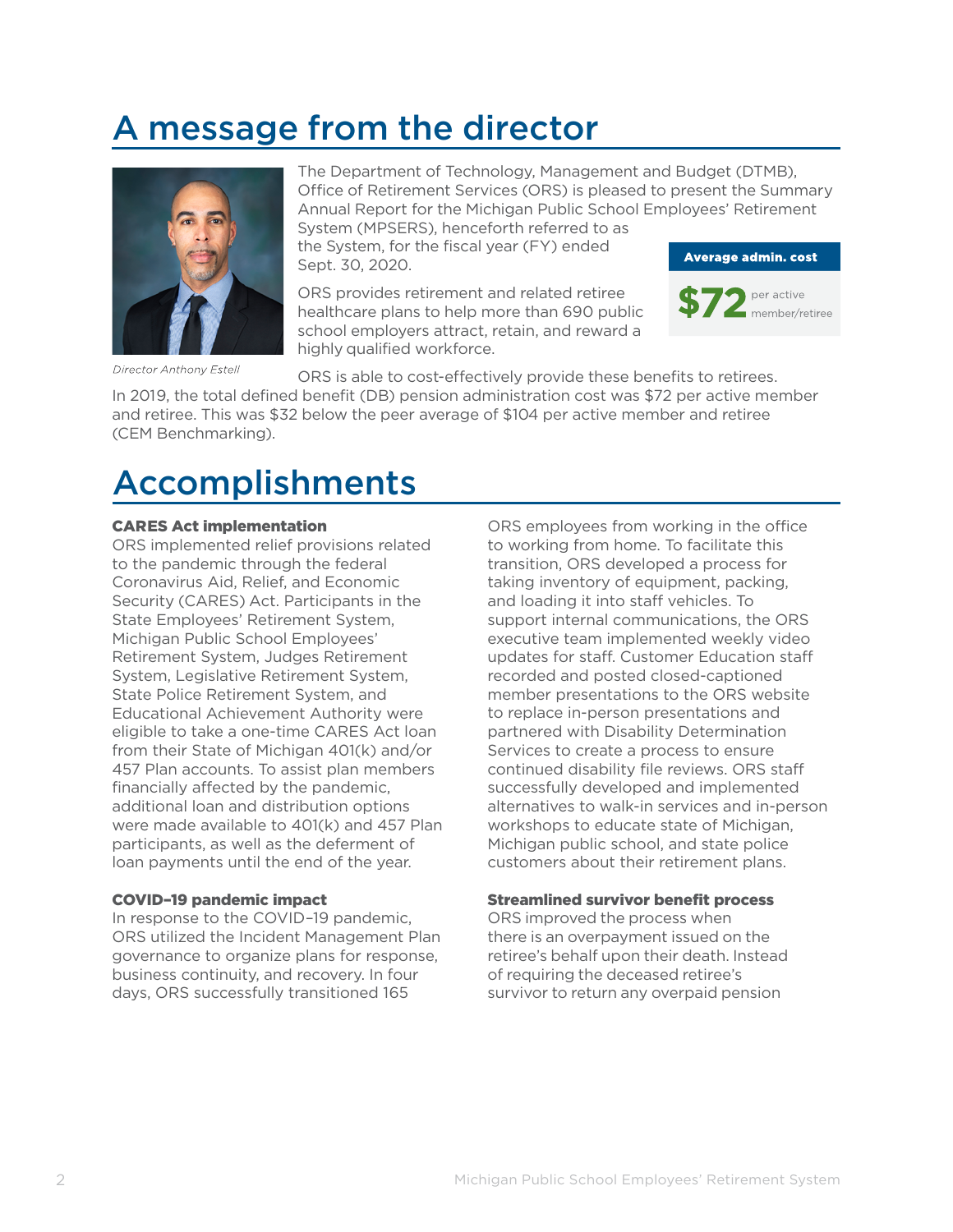# A message from the director

Director Anthony Estell

The Department of Technology, Management and Budget (DTMB), Office of Retirement Services (ORS) is pleased to present the Summary Annual Report for the Michigan Public School Employees' Retirement System (MPSERS), henceforth referred to as the System, for the fiscal year (FY) ended Sept. 30, 2020.

ORS provides retirement and related retiree healthcare plans to help more than 690 public school employers attract, retain, and reward a highly qualified workforce.

**Average admin. cost**

**$72** per active member/retiree

ORS is able to cost-effectively provide these benefits to retirees. In 2019, the total defined benefit (DB) pension administration cost was $72 per active member and retiree. This was $32 below the peer average of $104 per active member and retiree (CEM Benchmarking).

# Accomplishments

**CARES Act implementation**

ORS implemented relief provisions related to the pandemic through the federal Coronavirus Aid, Relief, and Economic Security (CARES) Act. Participants in the State Employees' Retirement System, Michigan Public School Employees' Retirement System, Judges Retirement System, Legislative Retirement System, State Police Retirement System, and Educational Achievement Authority were eligible to take a one-time CARES Act loan from their State of Michigan 401(k) and/or 457 Plan accounts. To assist plan members financially affected by the pandemic, additional loan and distribution options were made available to 401(k) and 457 Plan participants, as well as the deferment of loan payments until the end of the year.

**COVID–19 pandemic impact**

In response to the COVID–19 pandemic, ORS utilized the Incident Management Plan governance to organize plans for response, business continuity, and recovery. In four days, ORS successfully transitioned 165 ORS employees from working in the office to working from home. To facilitate this transition, ORS developed a process for taking inventory of equipment, packing, and loading it into staff vehicles. To support internal communications, the ORS executive team implemented weekly video updates for staff. Customer Education staff recorded and posted closed-captioned member presentations to the ORS website to replace in-person presentations and partnered with Disability Determination Services to create a process to ensure continued disability file reviews. ORS staff successfully developed and implemented alternatives to walk-in services and in-person workshops to educate state of Michigan, Michigan public school, and state police customers about their retirement plans.

**Streamlined survivor benefit process**

ORS improved the process when there is an overpayment issued on the retiree's behalf upon their death. Instead of requiring the deceased retiree's survivor to return any overpaid pension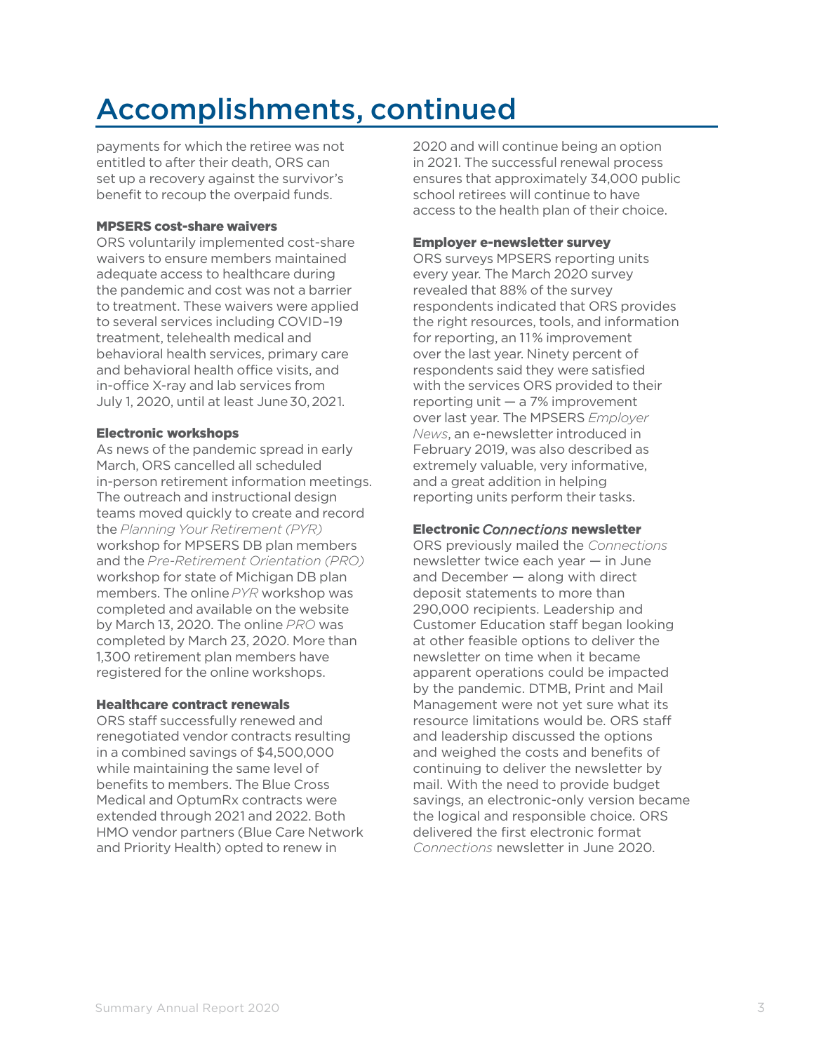# Accomplishments, continued

payments for which the retiree was not entitled to after their death, ORS can set up a recovery against the survivor's benefit to recoup the overpaid funds.

**MPSERS cost-share waivers**

ORS voluntarily implemented cost-share waivers to ensure members maintained adequate access to healthcare during the pandemic and cost was not a barrier to treatment. These waivers were applied to several services including COVID–19 treatment, telehealth medical and behavioral health services, primary care and behavioral health office visits, and in-office X-ray and lab services from July 1, 2020, until at least June 30, 2021.

**Electronic workshops**

As news of the pandemic spread in early March, ORS cancelled all scheduled in-person retirement information meetings. The outreach and instructional design teams moved quickly to create and record the *Planning Your Retirement (PYR)* workshop for MPSERS DB plan members and the *Pre-Retirement Orientation (PRO)* workshop for state of Michigan DB plan members. The online *PYR* workshop was completed and available on the website by March 13, 2020. The online *PRO* was completed by March 23, 2020. More than 1,300 retirement plan members have registered for the online workshops.

**Healthcare contract renewals**

ORS staff successfully renewed and renegotiated vendor contracts resulting in a combined savings of $4,500,000 while maintaining the same level of benefits to members. The Blue Cross Medical and OptumRx contracts were extended through 2021 and 2022. Both HMO vendor partners (Blue Care Network and Priority Health) opted to renew in 2020 and will continue being an option in 2021. The successful renewal process ensures that approximately 34,000 public school retirees will continue to have access to the health plan of their choice.

**Employer e-newsletter survey**

ORS surveys MPSERS reporting units every year. The March 2020 survey revealed that 88% of the survey respondents indicated that ORS provides the right resources, tools, and information for reporting, an 11% improvement over the last year. Ninety percent of respondents said they were satisfied with the services ORS provided to their reporting unit — a 7% improvement over last year. The MPSERS *Employer News*, an e-newsletter introduced in February 2019, was also described as extremely valuable, very informative, and a great addition in helping reporting units perform their tasks.

**Electronic *Connections* newsletter**

ORS previously mailed the *Connections* newsletter twice each year — in June and December — along with direct deposit statements to more than 290,000 recipients. Leadership and Customer Education staff began looking at other feasible options to deliver the newsletter on time when it became apparent operations could be impacted by the pandemic. DTMB, Print and Mail Management were not yet sure what its resource limitations would be. ORS staff and leadership discussed the options and weighed the costs and benefits of continuing to deliver the newsletter by mail. With the need to provide budget savings, an electronic-only version became the logical and responsible choice. ORS delivered the first electronic format *Connections* newsletter in June 2020.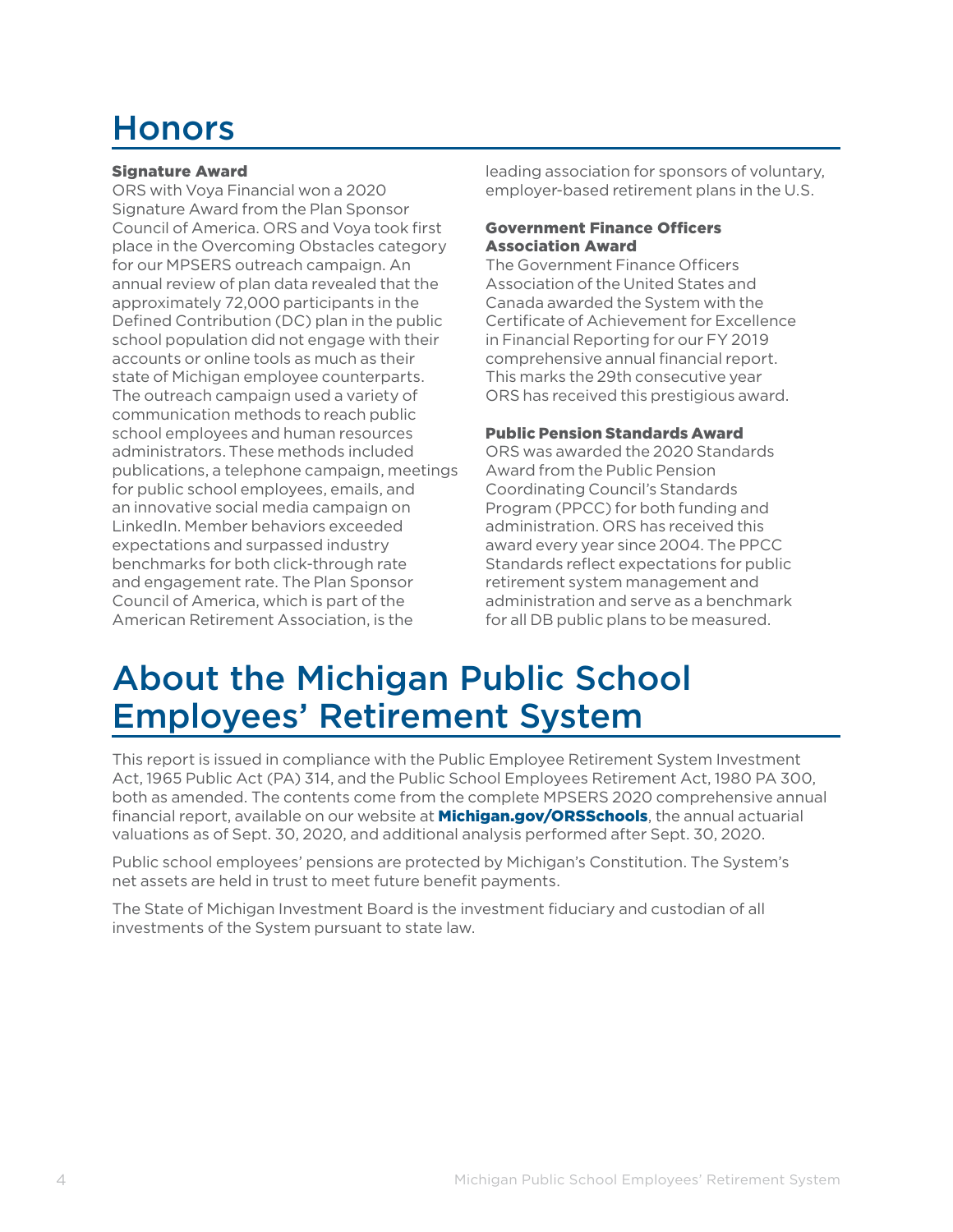# Honors

### Signature Award

ORS with Voya Financial won a 2020 Signature Award from the Plan Sponsor Council of America. ORS and Voya took first place in the Overcoming Obstacles category for our MPSERS outreach campaign. An annual review of plan data revealed that the approximately 72,000 participants in the Defined Contribution (DC) plan in the public school population did not engage with their accounts or online tools as much as their state of Michigan employee counterparts. The outreach campaign used a variety of communication methods to reach public school employees and human resources administrators. These methods included publications, a telephone campaign, meetings for public school employees, emails, and an innovative social media campaign on LinkedIn. Member behaviors exceeded expectations and surpassed industry benchmarks for both click-through rate and engagement rate. The Plan Sponsor Council of America, which is part of the American Retirement Association, is the leading association for sponsors of voluntary, employer-based retirement plans in the U.S.

### Government Finance Officers Association Award

The Government Finance Officers Association of the United States and Canada awarded the System with the Certificate of Achievement for Excellence in Financial Reporting for our FY 2019 comprehensive annual financial report. This marks the 29th consecutive year ORS has received this prestigious award.

### Public Pension Standards Award

ORS was awarded the 2020 Standards Award from the Public Pension Coordinating Council's Standards Program (PPCC) for both funding and administration. ORS has received this award every year since 2004. The PPCC Standards reflect expectations for public retirement system management and administration and serve as a benchmark for all DB public plans to be measured.

# About the Michigan Public School Employees' Retirement System

This report is issued in compliance with the Public Employee Retirement System Investment Act, 1965 Public Act (PA) 314, and the Public School Employees Retirement Act, 1980 PA 300, both as amended. The contents come from the complete MPSERS 2020 comprehensive annual financial report, available on our website at **Michigan.gov/ORSSchools**, the annual actuarial valuations as of Sept. 30, 2020, and additional analysis performed after Sept. 30, 2020.

Public school employees' pensions are protected by Michigan's Constitution. The System's net assets are held in trust to meet future benefit payments.

The State of Michigan Investment Board is the investment fiduciary and custodian of all investments of the System pursuant to state law.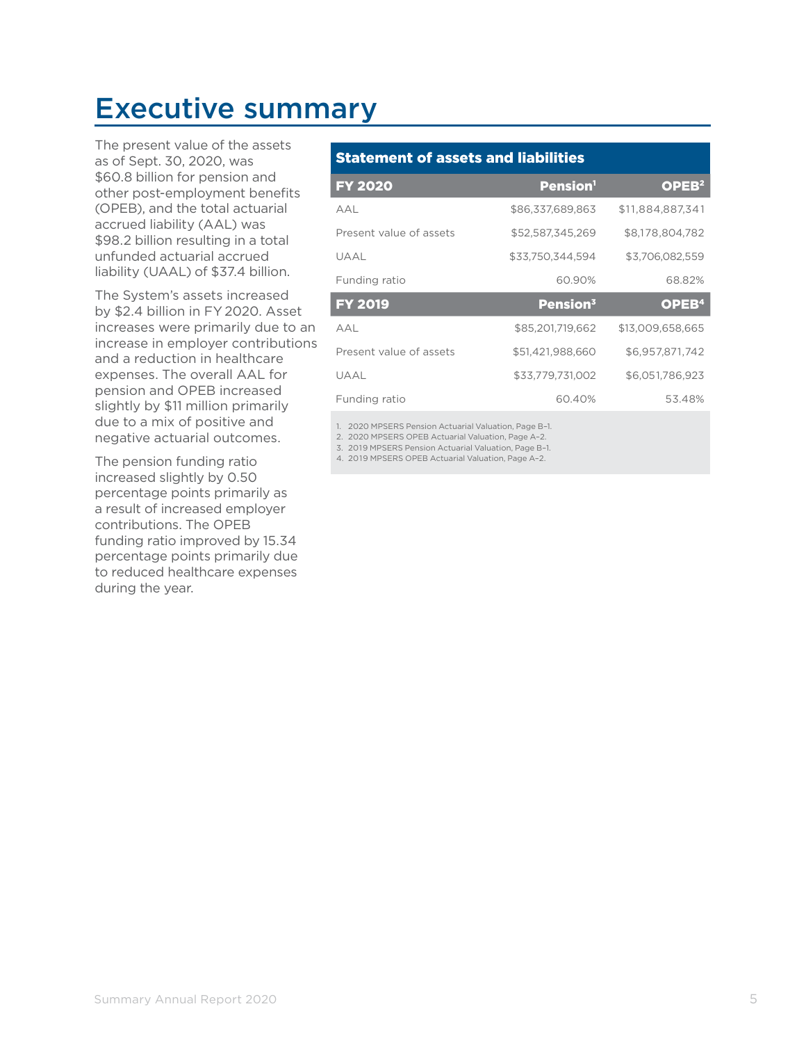# Executive summary

The present value of the assets as of Sept. 30, 2020, was $60.8 billion for pension and other post-employment benefits (OPEB), and the total actuarial accrued liability (AAL) was $98.2 billion resulting in a total unfunded actuarial accrued liability (UAAL) of $37.4 billion.

The System's assets increased by $2.4 billion in FY 2020. Asset increases were primarily due to an increase in employer contributions and a reduction in healthcare expenses. The overall AAL for pension and OPEB increased slightly by $11 million primarily due to a mix of positive and negative actuarial outcomes.

The pension funding ratio increased slightly by 0.50 percentage points primarily as a result of increased employer contributions. The OPEB funding ratio improved by 15.34 percentage points primarily due to reduced healthcare expenses during the year.

**Statement of assets and liabilities**

| FY 2020 | Pension[1] | OPEB[2] |
|---|---|---|
| AAL | $86,337,689,863 | $11,884,887,341 |
| Present value of assets | $52,587,345,269 | $8,178,804,782 |
| UAAL | $33,750,344,594 | $3,706,082,559 |
| Funding ratio | 60.90% | 68.82% |
| **FY 2019** | **Pension[3]** | **OPEB[4]** |
| AAL | $85,201,719,662 | $13,009,658,665 |
| Present value of assets | $51,421,988,660 | $6,957,871,742 |
| UAAL | $33,779,731,002 | $6,051,786,923 |
| Funding ratio | 60.40% | 53.48% |

1. 2020 MPSERS Pension Actuarial Valuation, Page B–1.
2. 2020 MPSERS OPEB Actuarial Valuation, Page A–2.
3. 2019 MPSERS Pension Actuarial Valuation, Page B–1.
4. 2019 MPSERS OPEB Actuarial Valuation, Page A–2.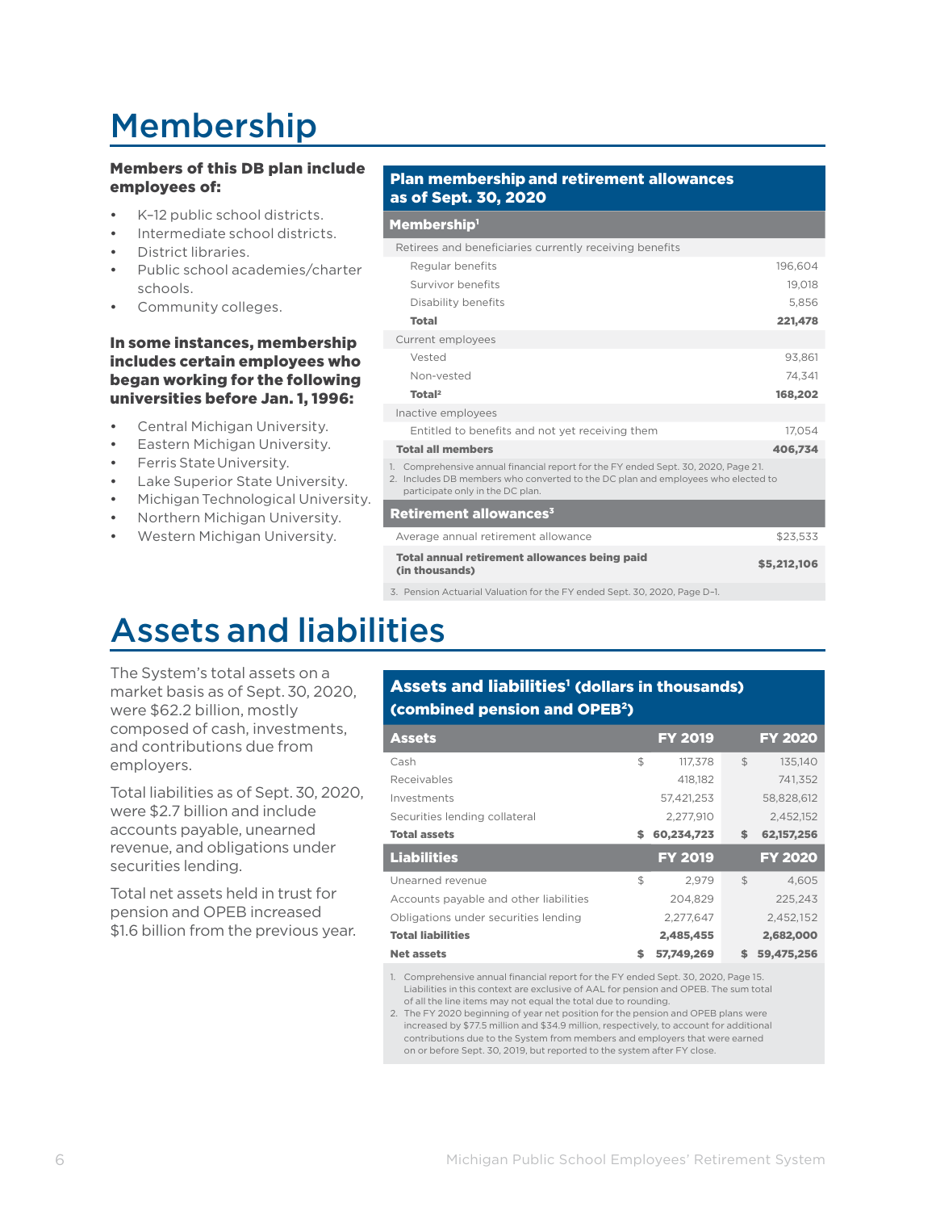# Membership

**Members of this DB plan include employees of:**

- K–12 public school districts.
- Intermediate school districts.
- District libraries.
- Public school academies/charter schools.
- Community colleges.

**In some instances, membership includes certain employees who began working for the following universities before Jan. 1, 1996:**

- Central Michigan University.
- Eastern Michigan University.
- Ferris State University.
- Lake Superior State University.
- Michigan Technological University.
- Northern Michigan University.
- Western Michigan University.

**Plan membership and retirement allowances as of Sept. 30, 2020**

| **Membership**[1] | |
|---|---|
| Retirees and beneficiaries currently receiving benefits | |
| Regular benefits | 196,604 |
| Survivor benefits | 19,018 |
| Disability benefits | 5,856 |
| **Total** | **221,478** |
| Current employees | |
| Vested | 93,861 |
| Non-vested | 74,341 |
| **Total**[2] | **168,202** |
| Inactive employees | |
| Entitled to benefits and not yet receiving them | 17,054 |
| **Total all members** | **406,734** |

1. Comprehensive annual financial report for the FY ended Sept. 30, 2020, Page 21.
2. Includes DB members who converted to the DC plan and employees who elected to participate only in the DC plan.

| **Retirement allowances**[3] | |
|---|---|
| Average annual retirement allowance | $23,533 |
| **Total annual retirement allowances being paid (in thousands)** | **$5,212,106** |

3. Pension Actuarial Valuation for the FY ended Sept. 30, 2020, Page D-1.

# Assets and liabilities

The System's total assets on a market basis as of Sept. 30, 2020, were $62.2 billion, mostly composed of cash, investments, and contributions due from employers.

Total liabilities as of Sept. 30, 2020, were $2.7 billion and include accounts payable, unearned revenue, and obligations under securities lending.

Total net assets held in trust for pension and OPEB increased $1.6 billion from the previous year.

**Assets and liabilities[1] (dollars in thousands) (combined pension and OPEB[2])**

| **Assets** | **FY 2019** | **FY 2020** |
|---|---|---|
| Cash | $ 117,378 | $ 135,140 |
| Receivables | 418,182 | 741,352 |
| Investments | 57,421,253 | 58,828,612 |
| Securities lending collateral | 2,277,910 | 2,452,152 |
| **Total assets** | **$ 60,234,723** | **$ 62,157,256** |
| **Liabilities** | **FY 2019** | **FY 2020** |
| Unearned revenue | $ 2,979 | $ 4,605 |
| Accounts payable and other liabilities | 204,829 | 225,243 |
| Obligations under securities lending | 2,277,647 | 2,452,152 |
| **Total liabilities** | **2,485,455** | **2,682,000** |
| **Net assets** | **$ 57,749,269** | **$ 59,475,256** |

1. Comprehensive annual financial report for the FY ended Sept. 30, 2020, Page 15. Liabilities in this context are exclusive of AAL for pension and OPEB. The sum total of all the line items may not equal the total due to rounding.
2. The FY 2020 beginning of year net position for the pension and OPEB plans were increased by $77.5 million and $34.9 million, respectively, to account for additional contributions due to the System from members and employers that were earned on or before Sept. 30, 2019, but reported to the system after FY close.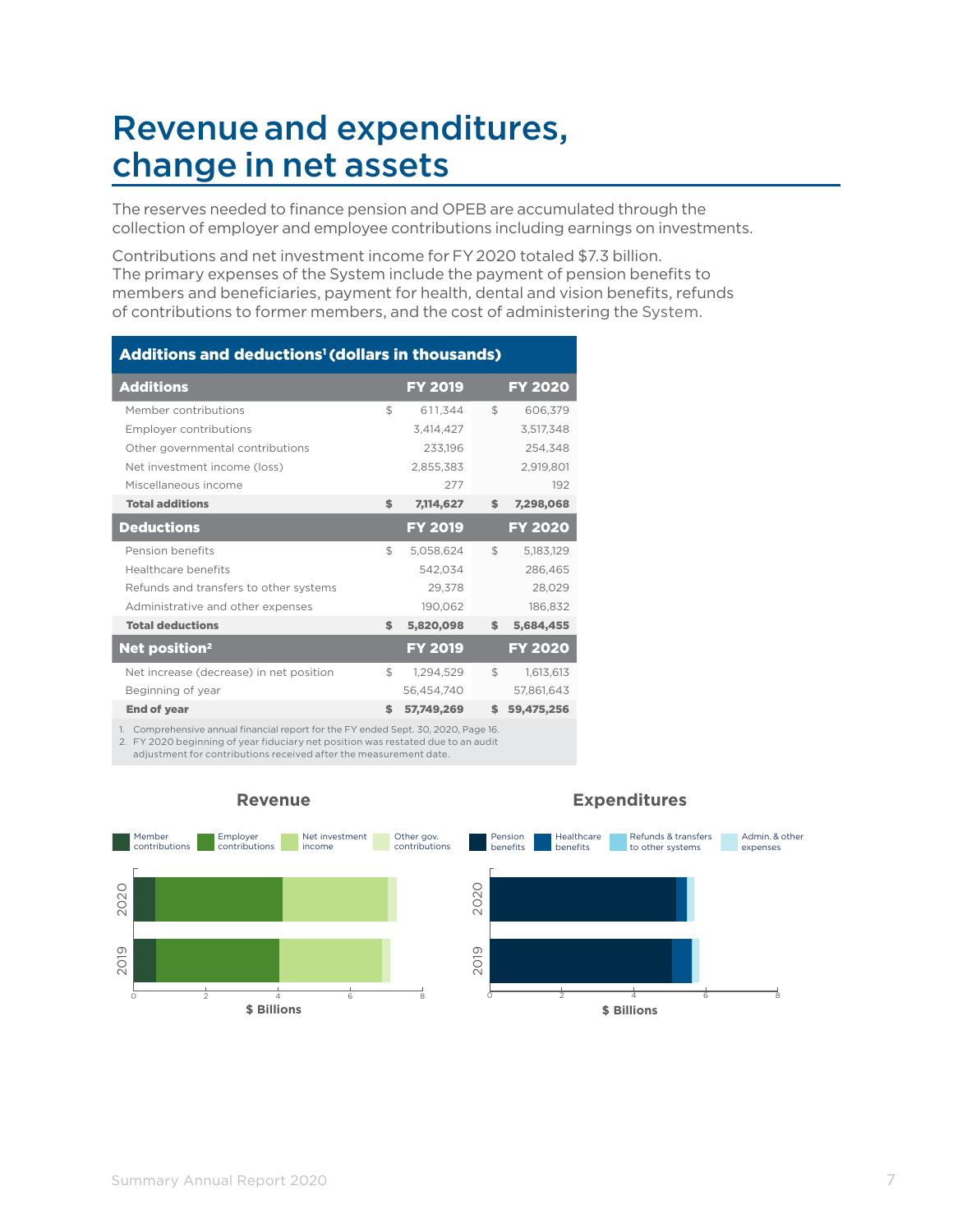# Revenue and expenditures, change in net assets

The reserves needed to finance pension and OPEB are accumulated through the collection of employer and employee contributions including earnings on investments.

Contributions and net investment income for FY 2020 totaled $7.3 billion. The primary expenses of the System include the payment of pension benefits to members and beneficiaries, payment for health, dental and vision benefits, refunds of contributions to former members, and the cost of administering the System.

**Additions and deductions[1] (dollars in thousands)**

| **Additions** | **FY 2019** | **FY 2020** |
|---|---|---|
| Member contributions | $ 611,344 | $ 606,379 |
| Employer contributions | 3,414,427 | 3,517,348 |
| Other governmental contributions | 233,196 | 254,348 |
| Net investment income (loss) | 2,855,383 | 2,919,801 |
| Miscellaneous income | 277 | 192 |
| **Total additions** | **$ 7,114,627** | **$ 7,298,068** |
| **Deductions** | **FY 2019** | **FY 2020** |
| Pension benefits | $ 5,058,624 | $ 5,183,129 |
| Healthcare benefits | 542,034 | 286,465 |
| Refunds and transfers to other systems | 29,378 | 28,029 |
| Administrative and other expenses | 190,062 | 186,832 |
| **Total deductions** | **$ 5,820,098** | **$ 5,684,455** |
| **Net position[2]** | **FY 2019** | **FY 2020** |
| Net increase (decrease) in net position | $ 1,294,529 | $ 1,613,613 |
| Beginning of year | 56,454,740 | 57,861,643 |
| **End of year** | **$ 57,749,269** | **$ 59,475,256** |

1. Comprehensive annual financial report for the FY ended Sept. 30, 2020, Page 16.
2. FY 2020 beginning of year fiduciary net position was restated due to an audit adjustment for contributions received after the measurement date.

**Revenue**

Legend: Member contributions, Employer contributions, Net investment income, Other gov. contributions

Years: 2020, 2019 — $ Billions (0, 2, 4, 6, 8)

**Expenditures**

Legend: Pension benefits, Healthcare benefits, Refunds & transfers to other systems, Admin. & other expenses

Years: 2020, 2019 — $ Billions (0, 2, 4, 6, 8)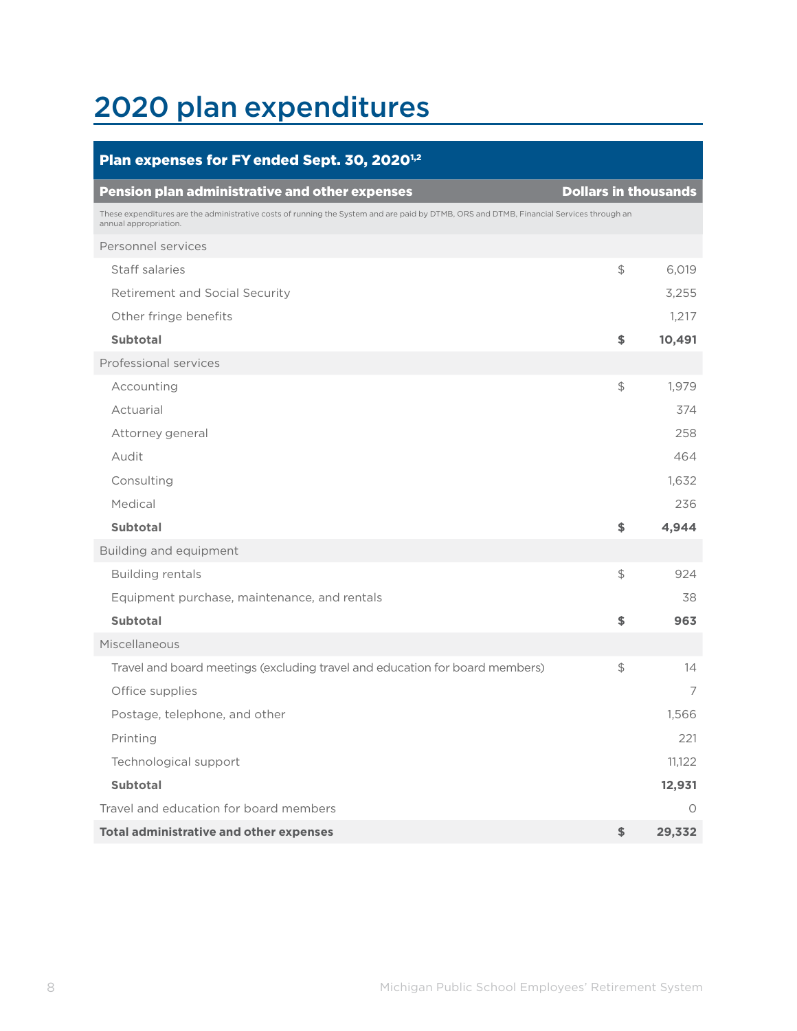# 2020 plan expenditures

| Plan expenses for FY ended Sept. 30, 2020[1,2] | | |
|---|---|---|
| **Pension plan administrative and other expenses** | | **Dollars in thousands** |
| These expenditures are the administrative costs of running the System and are paid by DTMB, ORS and DTMB, Financial Services through an annual appropriation. | | |
| Personnel services | | |
| Staff salaries | $ | 6,019 |
| Retirement and Social Security | | 3,255 |
| Other fringe benefits | | 1,217 |
| **Subtotal** | **$** | **10,491** |
| Professional services | | |
| Accounting | $ | 1,979 |
| Actuarial | | 374 |
| Attorney general | | 258 |
| Audit | | 464 |
| Consulting | | 1,632 |
| Medical | | 236 |
| **Subtotal** | **$** | **4,944** |
| Building and equipment | | |
| Building rentals | $ | 924 |
| Equipment purchase, maintenance, and rentals | | 38 |
| **Subtotal** | **$** | **963** |
| Miscellaneous | | |
| Travel and board meetings (excluding travel and education for board members) | $ | 14 |
| Office supplies | | 7 |
| Postage, telephone, and other | | 1,566 |
| Printing | | 221 |
| Technological support | | 11,122 |
| **Subtotal** | | **12,931** |
| Travel and education for board members | | 0 |
| **Total administrative and other expenses** | **$** | **29,332** |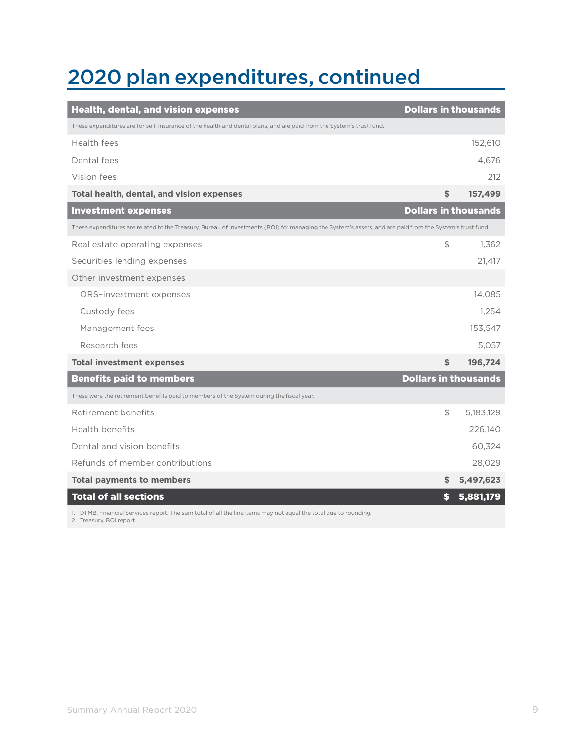# 2020 plan expenditures, continued

| Health, dental, and vision expenses | Dollars in thousands |
|---|---|
| These expenditures are for self-insurance of the health and dental plans, and are paid from the System's trust fund. | |
| Health fees | 152,610 |
| Dental fees | 4,676 |
| Vision fees | 212 |
| **Total health, dental, and vision expenses** | **$ 157,499** |
| **Investment expenses** | **Dollars in thousands** |
| These expenditures are related to the Treasury, Bureau of Investments (BOI) for managing the System's assets, and are paid from the System's trust fund. | |
| Real estate operating expenses | $ 1,362 |
| Securities lending expenses | 21,417 |
| Other investment expenses | |
| ORS–investment expenses | 14,085 |
| Custody fees | 1,254 |
| Management fees | 153,547 |
| Research fees | 5,057 |
| **Total investment expenses** | **$ 196,724** |
| **Benefits paid to members** | **Dollars in thousands** |
| These were the retirement benefits paid to members of the System during the fiscal year. | |
| Retirement benefits | $ 5,183,129 |
| Health benefits | 226,140 |
| Dental and vision benefits | 60,324 |
| Refunds of member contributions | 28,029 |
| **Total payments to members** | **$ 5,497,623** |
| **Total of all sections** | **$ 5,881,179** |

1. DTMB, Financial Services report. The sum total of all the line items may not equal the total due to rounding.
2. Treasury, BOI report.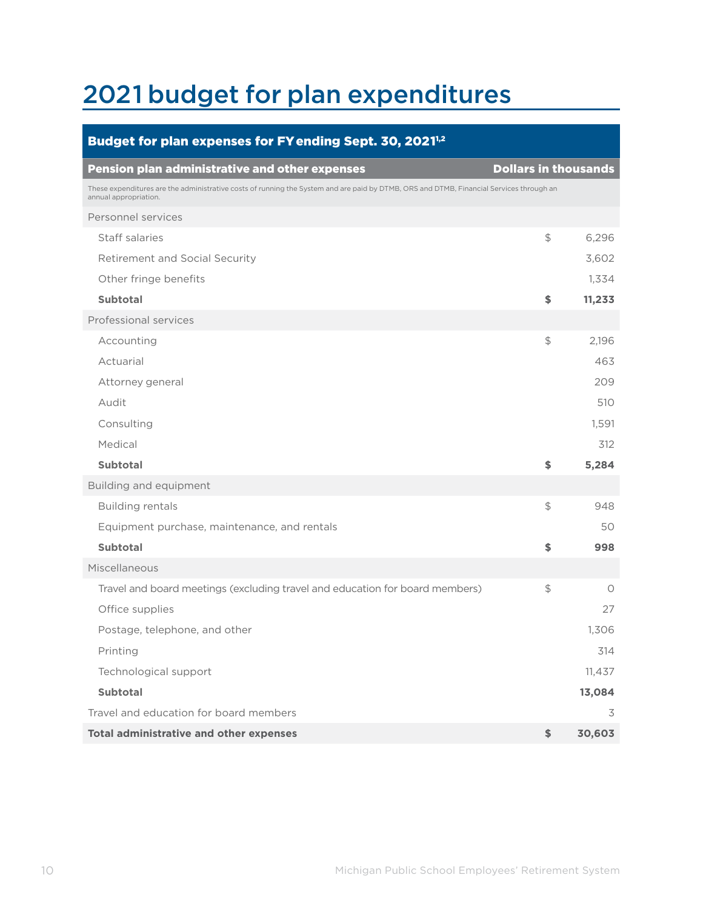# 2021 budget for plan expenditures

| Budget for plan expenses for FY ending Sept. 30, 2021[1,2] | | |
|---|---|---|
| **Pension plan administrative and other expenses** | | **Dollars in thousands** |
| These expenditures are the administrative costs of running the System and are paid by DTMB, ORS and DTMB, Financial Services through an annual appropriation. | | |
| Personnel services | | |
| Staff salaries | $ | 6,296 |
| Retirement and Social Security | | 3,602 |
| Other fringe benefits | | 1,334 |
| **Subtotal** | **$** | **11,233** |
| Professional services | | |
| Accounting | $ | 2,196 |
| Actuarial | | 463 |
| Attorney general | | 209 |
| Audit | | 510 |
| Consulting | | 1,591 |
| Medical | | 312 |
| **Subtotal** | **$** | **5,284** |
| Building and equipment | | |
| Building rentals | $ | 948 |
| Equipment purchase, maintenance, and rentals | | 50 |
| **Subtotal** | **$** | **998** |
| Miscellaneous | | |
| Travel and board meetings (excluding travel and education for board members) | $ | 0 |
| Office supplies | | 27 |
| Postage, telephone, and other | | 1,306 |
| Printing | | 314 |
| Technological support | | 11,437 |
| **Subtotal** | | **13,084** |
| Travel and education for board members | | 3 |
| **Total administrative and other expenses** | **$** | **30,603** |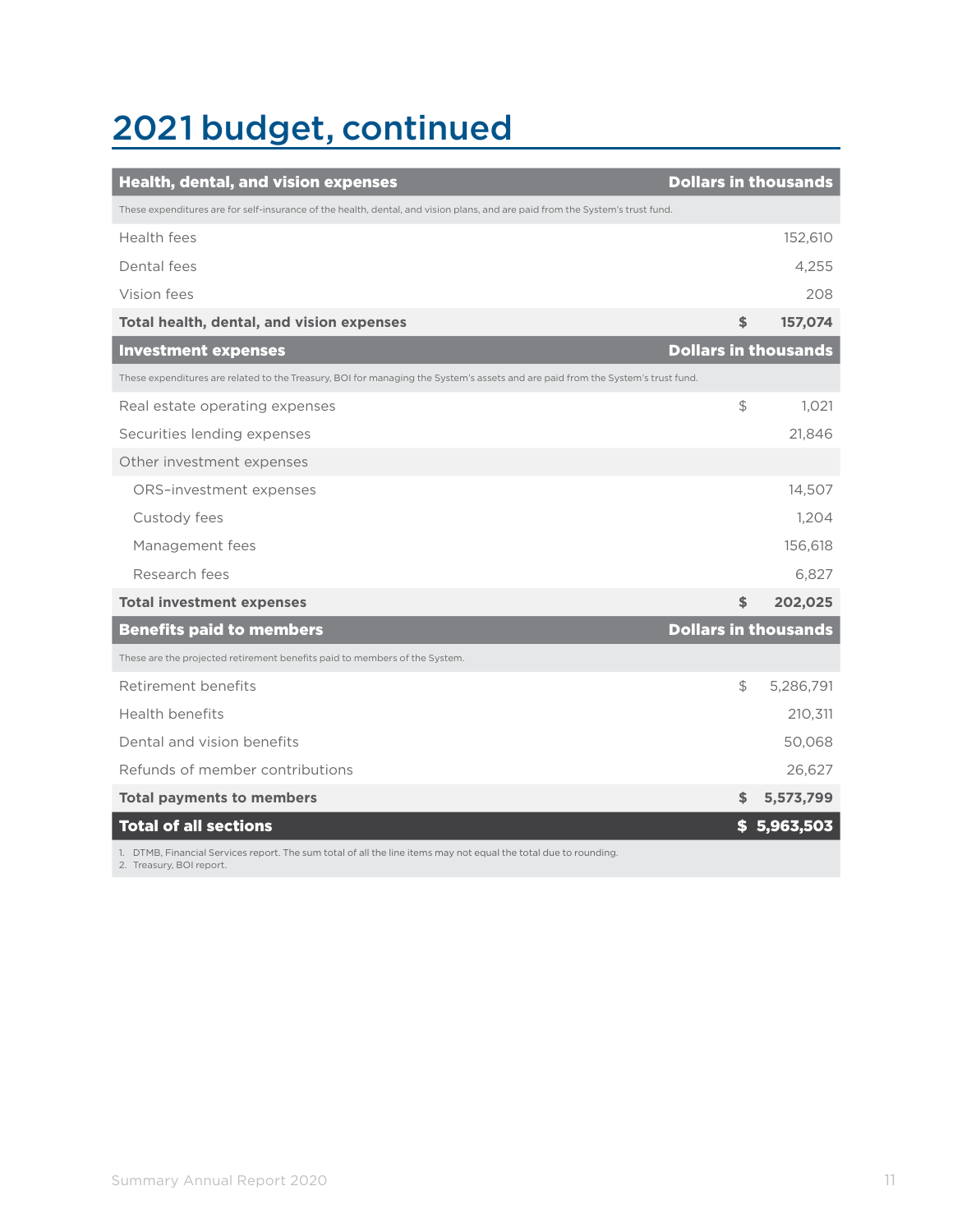# 2021 budget, continued

| Health, dental, and vision expenses | Dollars in thousands |
|---|---|
| These expenditures are for self-insurance of the health, dental, and vision plans, and are paid from the System's trust fund. | |
| Health fees | 152,610 |
| Dental fees | 4,255 |
| Vision fees | 208 |
| **Total health, dental, and vision expenses** | **$ 157,074** |
| **Investment expenses** | **Dollars in thousands** |
| These expenditures are related to the Treasury, BOI for managing the System's assets and are paid from the System's trust fund. | |
| Real estate operating expenses | $ 1,021 |
| Securities lending expenses | 21,846 |
| Other investment expenses | |
| ORS–investment expenses | 14,507 |
| Custody fees | 1,204 |
| Management fees | 156,618 |
| Research fees | 6,827 |
| **Total investment expenses** | **$ 202,025** |
| **Benefits paid to members** | **Dollars in thousands** |
| These are the projected retirement benefits paid to members of the System. | |
| Retirement benefits | $ 5,286,791 |
| Health benefits | 210,311 |
| Dental and vision benefits | 50,068 |
| Refunds of member contributions | 26,627 |
| **Total payments to members** | **$ 5,573,799** |
| **Total of all sections** | **$ 5,963,503** |

1. DTMB, Financial Services report. The sum total of all the line items may not equal the total due to rounding.
2. Treasury, BOI report.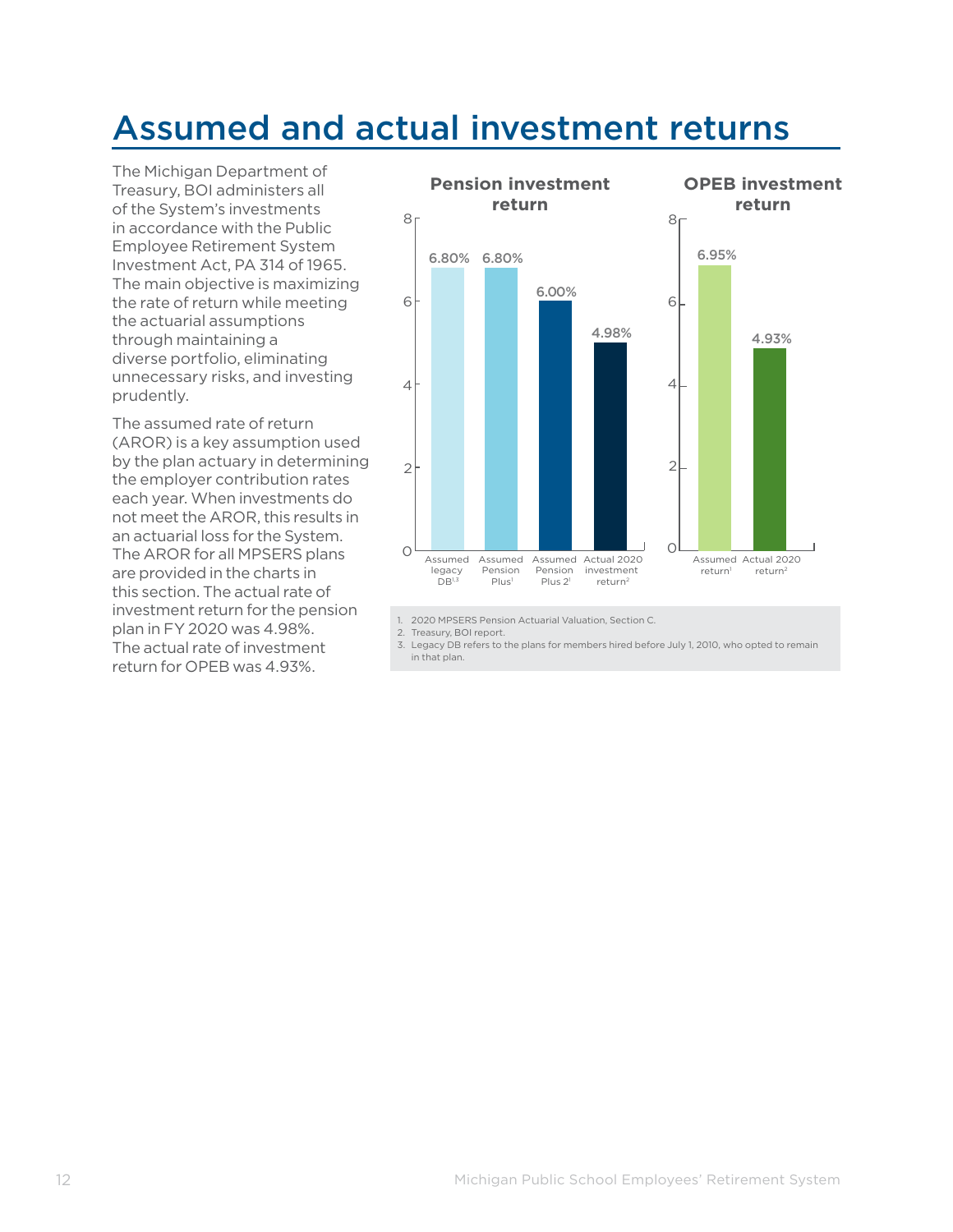# Assumed and actual investment returns

The Michigan Department of Treasury, BOI administers all of the System's investments in accordance with the Public Employee Retirement System Investment Act, PA 314 of 1965. The main objective is maximizing the rate of return while meeting the actuarial assumptions through maintaining a diverse portfolio, eliminating unnecessary risks, and investing prudently.

The assumed rate of return (AROR) is a key assumption used by the plan actuary in determining the employer contribution rates each year. When investments do not meet the AROR, this results in an actuarial loss for the System. The AROR for all MPSERS plans are provided in the charts in this section. The actual rate of investment return for the pension plan in FY 2020 was 4.98%. The actual rate of investment return for OPEB was 4.93%.

**Pension investment return**

| Assumed legacy DB[1,3] | Assumed Pension Plus[1] | Assumed Pension Plus 2[1] | Actual 2020 investment return[2] |
|---|---|---|---|
| 6.80% | 6.80% | 6.00% | 4.98% |

**OPEB investment return**

| Assumed return[1] | Actual 2020 return[2] |
|---|---|
| 6.95% | 4.93% |

1. 2020 MPSERS Pension Actuarial Valuation, Section C.
2. Treasury, BOI report.
3. Legacy DB refers to the plans for members hired before July 1, 2010, who opted to remain in that plan.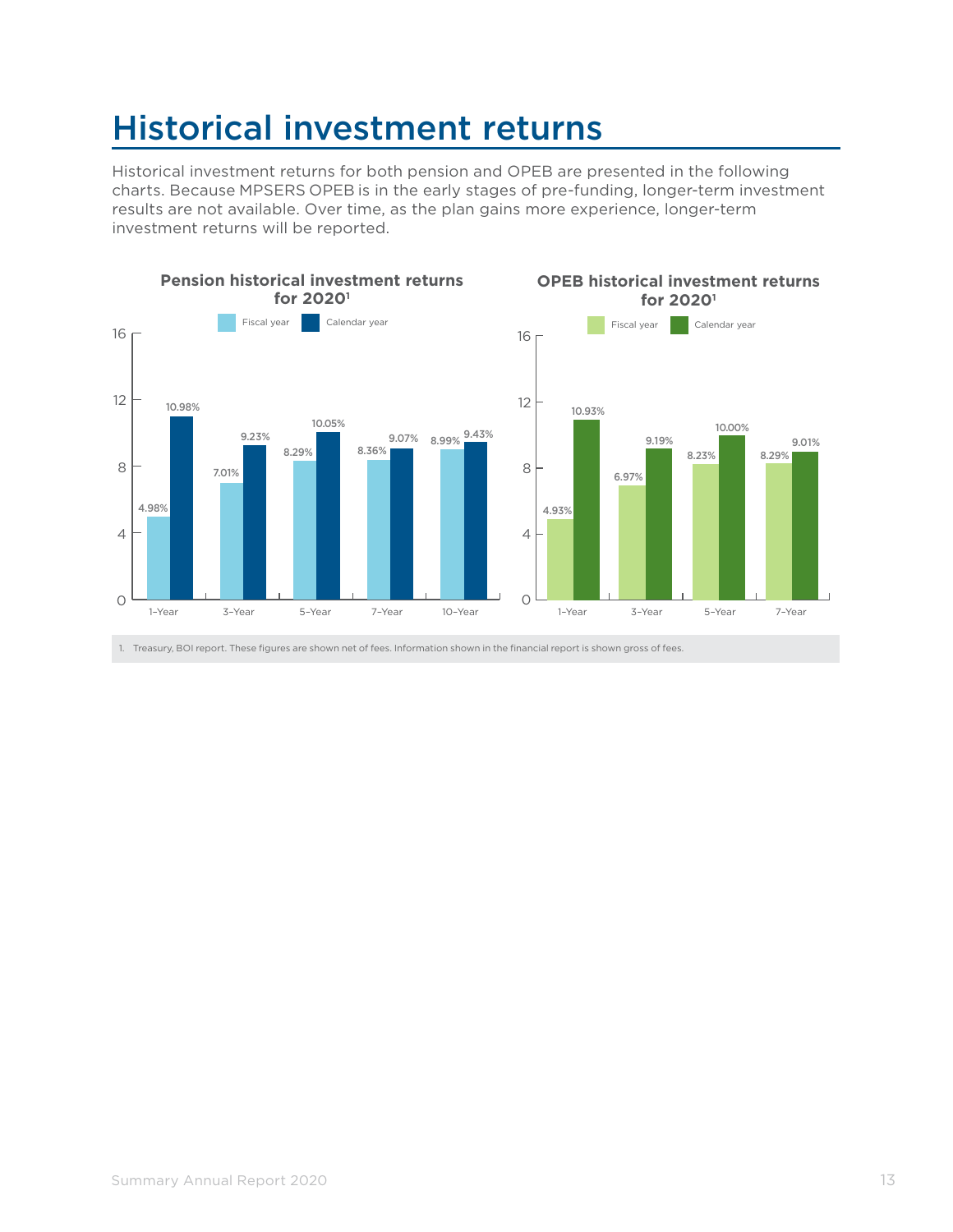# Historical investment returns

Historical investment returns for both pension and OPEB are presented in the following charts. Because MPSERS OPEB is in the early stages of pre-funding, longer-term investment results are not available. Over time, as the plan gains more experience, longer-term investment returns will be reported.

**Pension historical investment returns for 2020**[1]

| | Fiscal year | Calendar year |
|---|---|---|
| 1-Year | 4.98% | 10.98% |
| 3-Year | 7.01% | 9.23% |
| 5-Year | 8.29% | 10.05% |
| 7-Year | 8.36% | 9.07% |
| 10-Year | 8.99% | 9.43% |

**OPEB historical investment returns for 2020**[1]

| | Fiscal year | Calendar year |
|---|---|---|
| 1-Year | 4.93% | 10.93% |
| 3-Year | 6.97% | 9.19% |
| 5-Year | 8.23% | 10.00% |
| 7-Year | 8.29% | 9.01% |

1. Treasury, BOI report. These figures are shown net of fees. Information shown in the financial report is shown gross of fees.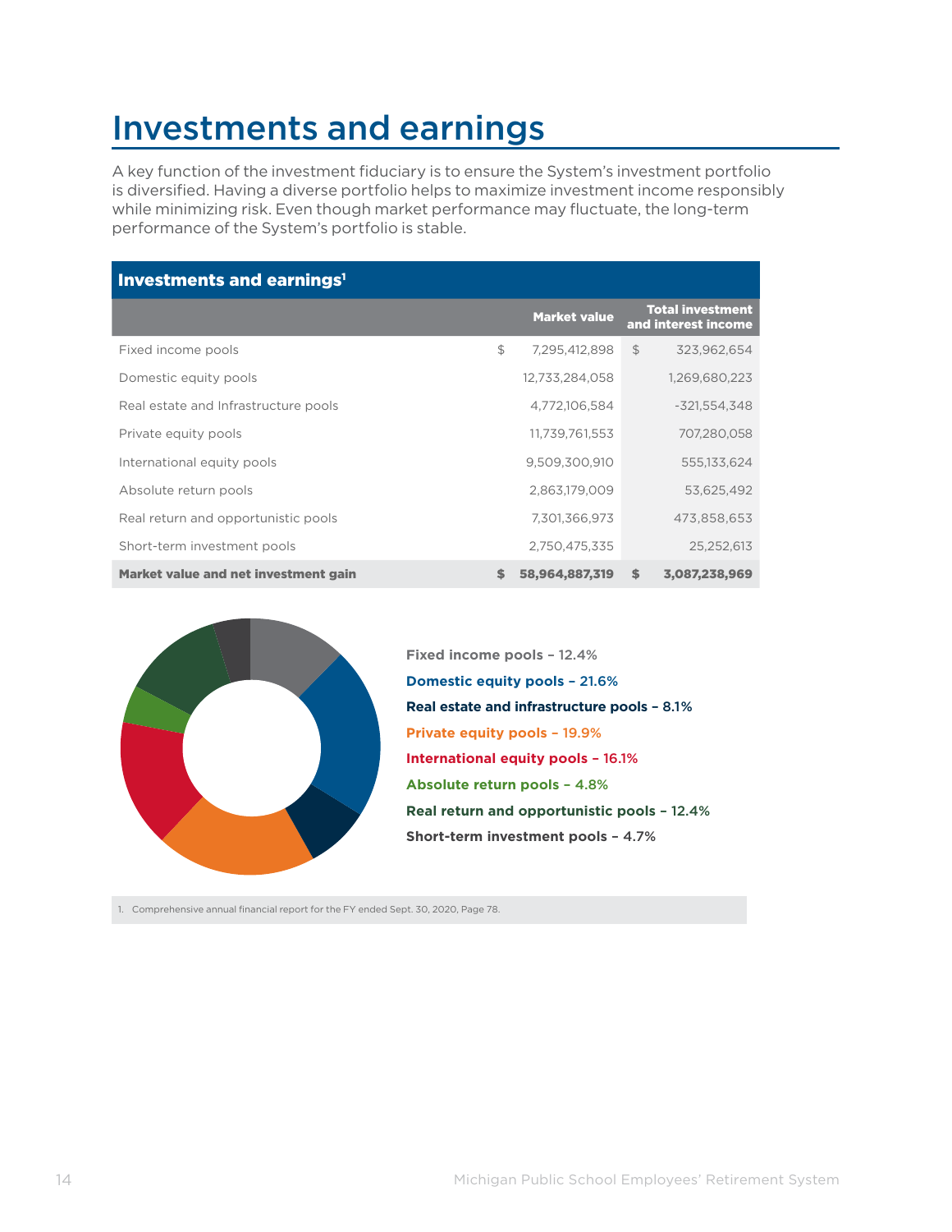# Investments and earnings

A key function of the investment fiduciary is to ensure the System's investment portfolio is diversified. Having a diverse portfolio helps to maximize investment income responsibly while minimizing risk. Even though market performance may fluctuate, the long-term performance of the System's portfolio is stable.

**Investments and earnings[1]**

| | Market value | Total investment and interest income |
|---|---|---|
| Fixed income pools | $ 7,295,412,898 | $ 323,962,654 |
| Domestic equity pools | 12,733,284,058 | 1,269,680,223 |
| Real estate and Infrastructure pools | 4,772,106,584 | -321,554,348 |
| Private equity pools | 11,739,761,553 | 707,280,058 |
| International equity pools | 9,509,300,910 | 555,133,624 |
| Absolute return pools | 2,863,179,009 | 53,625,492 |
| Real return and opportunistic pools | 7,301,366,973 | 473,858,653 |
| Short-term investment pools | 2,750,475,335 | 25,252,613 |
| **Market value and net investment gain** | **$ 58,964,887,319** | **$ 3,087,238,969** |

**Fixed income pools – 12.4%**
**Domestic equity pools – 21.6%**
**Real estate and infrastructure pools – 8.1%**
**Private equity pools – 19.9%**
**International equity pools – 16.1%**
**Absolute return pools – 4.8%**
**Real return and opportunistic pools – 12.4%**
**Short-term investment pools – 4.7%**

1. Comprehensive annual financial report for the FY ended Sept. 30, 2020, Page 78.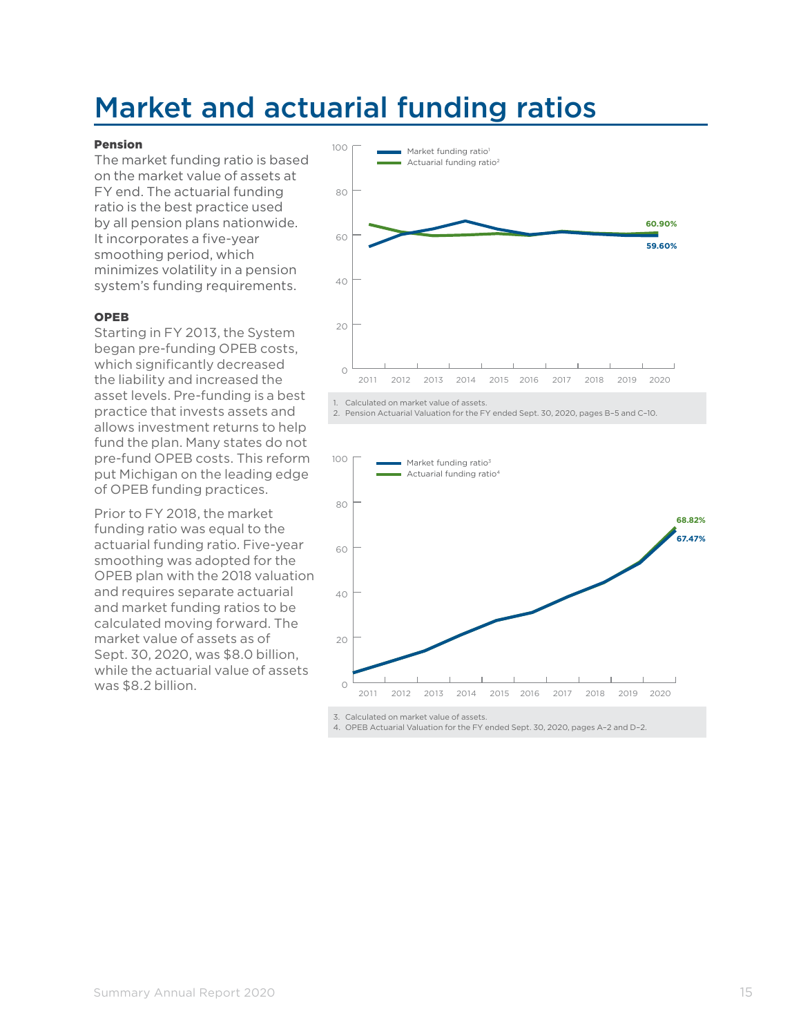# Market and actuarial funding ratios

**Pension**

The market funding ratio is based on the market value of assets at FY end. The actuarial funding ratio is the best practice used by all pension plans nationwide. It incorporates a five-year smoothing period, which minimizes volatility in a pension system's funding requirements.

**OPEB**

Starting in FY 2013, the System began pre-funding OPEB costs, which significantly decreased the liability and increased the asset levels. Pre-funding is a best practice that invests assets and allows investment returns to help fund the plan. Many states do not pre-fund OPEB costs. This reform put Michigan on the leading edge of OPEB funding practices.

Prior to FY 2018, the market funding ratio was equal to the actuarial funding ratio. Five-year smoothing was adopted for the OPEB plan with the 2018 valuation and requires separate actuarial and market funding ratios to be calculated moving forward. The market value of assets as of Sept. 30, 2020, was $8.0 billion, while the actuarial value of assets was $8.2 billion.

Market funding ratio[1]
Actuarial funding ratio[2]

60.90%
59.60%

2011 2012 2013 2014 2015 2016 2017 2018 2019 2020

1. Calculated on market value of assets.
2. Pension Actuarial Valuation for the FY ended Sept. 30, 2020, pages B-5 and C-10.

Market funding ratio[3]
Actuarial funding ratio[4]

68.82%
67.47%

2011 2012 2013 2014 2015 2016 2017 2018 2019 2020

3. Calculated on market value of assets.
4. OPEB Actuarial Valuation for the FY ended Sept. 30, 2020, pages A-2 and D-2.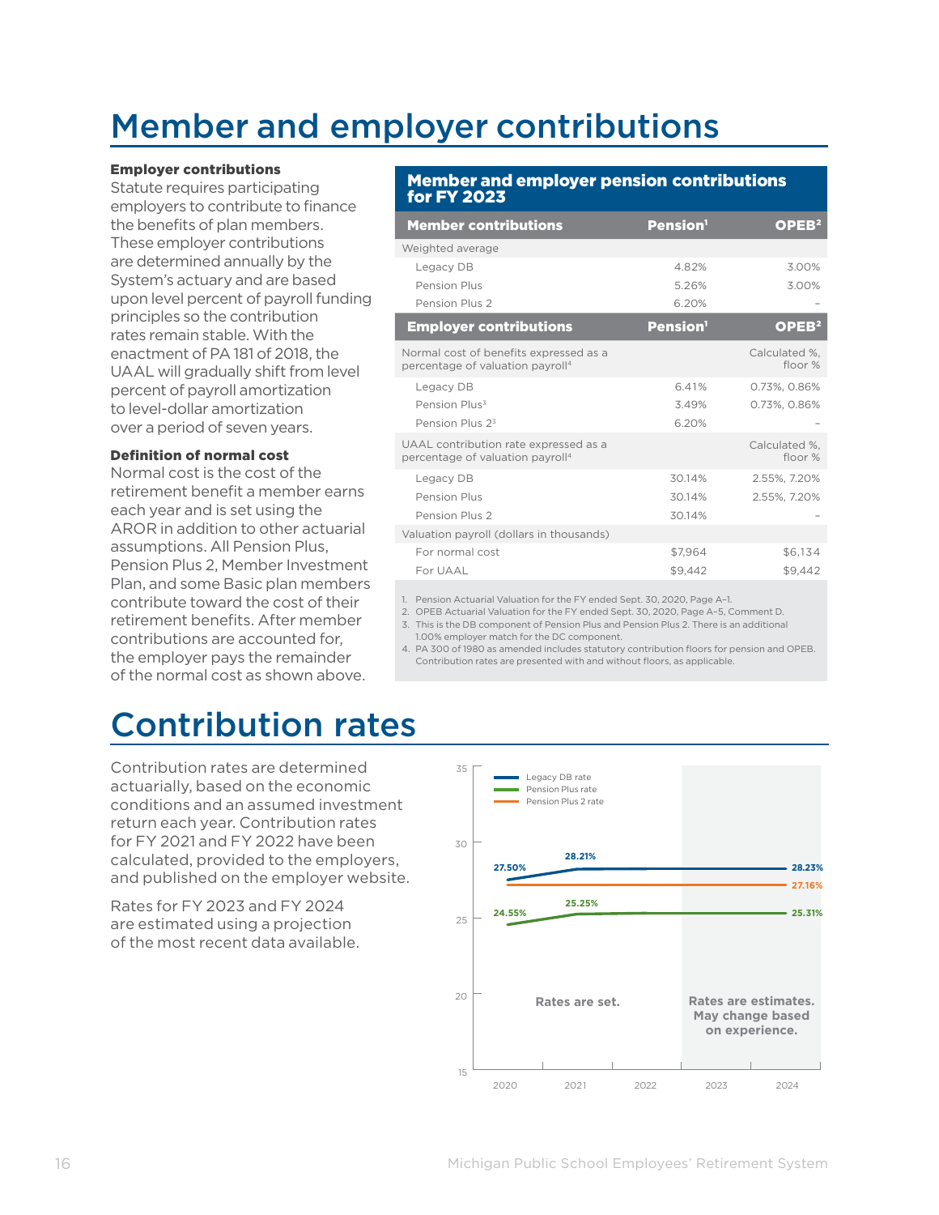# Member and employer contributions

**Employer contributions**

Statute requires participating employers to contribute to finance the benefits of plan members. These employer contributions are determined annually by the System's actuary and are based upon level percent of payroll funding principles so the contribution rates remain stable. With the enactment of PA 181 of 2018, the UAAL will gradually shift from level percent of payroll amortization to level-dollar amortization over a period of seven years.

**Definition of normal cost**

Normal cost is the cost of the retirement benefit a member earns each year and is set using the AROR in addition to other actuarial assumptions. All Pension Plus, Pension Plus 2, Member Investment Plan, and some Basic plan members contribute toward the cost of their retirement benefits. After member contributions are accounted for, the employer pays the remainder of the normal cost as shown above.

**Member and employer pension contributions for FY 2023**

| Member contributions | Pension[1] | OPEB[2] |
|---|---|---|
| Weighted average | | |
| Legacy DB | 4.82% | 3.00% |
| Pension Plus | 5.26% | 3.00% |
| Pension Plus 2 | 6.20% | – |
| **Employer contributions** | **Pension[1]** | **OPEB[2]** |
| Normal cost of benefits expressed as a percentage of valuation payroll[4] | | Calculated %, floor % |
| Legacy DB | 6.41% | 0.73%, 0.86% |
| Pension Plus[3] | 3.49% | 0.73%, 0.86% |
| Pension Plus 2[3] | 6.20% | – |
| UAAL contribution rate expressed as a percentage of valuation payroll[4] | | Calculated %, floor % |
| Legacy DB | 30.14% | 2.55%, 7.20% |
| Pension Plus | 30.14% | 2.55%, 7.20% |
| Pension Plus 2 | 30.14% | – |
| Valuation payroll (dollars in thousands) | | |
| For normal cost | $7,964 | $6,134 |
| For UAAL | $9,442 | $9,442 |

1. Pension Actuarial Valuation for the FY ended Sept. 30, 2020, Page A-1.
2. OPEB Actuarial Valuation for the FY ended Sept. 30, 2020, Page A-5, Comment D.
3. This is the DB component of Pension Plus and Pension Plus 2. There is an additional 1.00% employer match for the DC component.
4. PA 300 of 1980 as amended includes statutory contribution floors for pension and OPEB. Contribution rates are presented with and without floors, as applicable.

# Contribution rates

Contribution rates are determined actuarially, based on the economic conditions and an assumed investment return each year. Contribution rates for FY 2021 and FY 2022 have been calculated, provided to the employers, and published on the employer website.

Rates for FY 2023 and FY 2024 are estimated using a projection of the most recent data available.

| Year | Legacy DB rate | Pension Plus rate | Pension Plus 2 rate |
|---|---|---|---|
| 2020 | 27.50% | 24.55% | |
| 2021 | 28.21% | 25.25% | |
| 2024 | 28.23% | 25.31% | 27.16% |

Rates are set. (2020–2022)

Rates are estimates. May change based on experience. (2023–2024)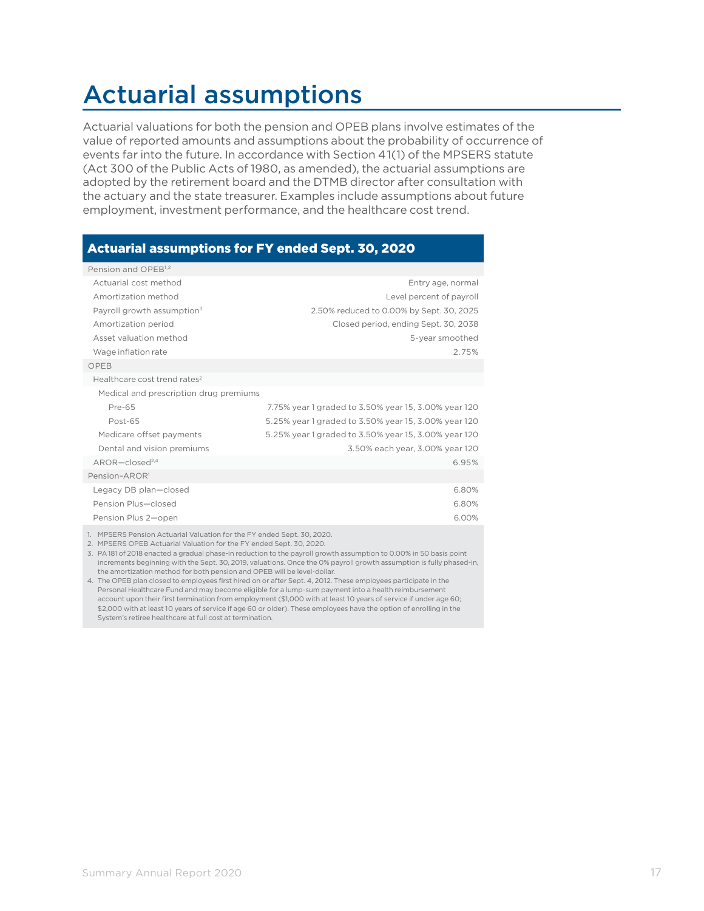# Actuarial assumptions

Actuarial valuations for both the pension and OPEB plans involve estimates of the value of reported amounts and assumptions about the probability of occurrence of events far into the future. In accordance with Section 41(1) of the MPSERS statute (Act 300 of the Public Acts of 1980, as amended), the actuarial assumptions are adopted by the retirement board and the DTMB director after consultation with the actuary and the state treasurer. Examples include assumptions about future employment, investment performance, and the healthcare cost trend.

| Actuarial assumptions for FY ended Sept. 30, 2020 | |
|---|---|
| Pension and OPEB[1,2] | |
| Actuarial cost method | Entry age, normal |
| Amortization method | Level percent of payroll |
| Payroll growth assumption[3] | 2.50% reduced to 0.00% by Sept. 30, 2025 |
| Amortization period | Closed period, ending Sept. 30, 2038 |
| Asset valuation method | 5-year smoothed |
| Wage inflation rate | 2.75% |
| OPEB | |
| Healthcare cost trend rates[2] | |
| Medical and prescription drug premiums | |
| Pre-65 | 7.75% year 1 graded to 3.50% year 15, 3.00% year 120 |
| Post-65 | 5.25% year 1 graded to 3.50% year 15, 3.00% year 120 |
| Medicare offset payments | 5.25% year 1 graded to 3.50% year 15, 3.00% year 120 |
| Dental and vision premiums | 3.50% each year, 3.00% year 120 |
| AROR—closed[2,4] | 6.95% |
| Pension–AROR[1] | |
| Legacy DB plan—closed | 6.80% |
| Pension Plus—closed | 6.80% |
| Pension Plus 2—open | 6.00% |

1. MPSERS Pension Actuarial Valuation for the FY ended Sept. 30, 2020.
2. MPSERS OPEB Actuarial Valuation for the FY ended Sept. 30, 2020.
3. PA 181 of 2018 enacted a gradual phase-in reduction to the payroll growth assumption to 0.00% in 50 basis point increments beginning with the Sept. 30, 2019, valuations. Once the 0% payroll growth assumption is fully phased-in, the amortization method for both pension and OPEB will be level-dollar.
4. The OPEB plan closed to employees first hired on or after Sept. 4, 2012. These employees participate in the Personal Healthcare Fund and may become eligible for a lump-sum payment into a health reimbursement account upon their first termination from employment ($1,000 with at least 10 years of service if under age 60; $2,000 with at least 10 years of service if age 60 or older). These employees have the option of enrolling in the System's retiree healthcare at full cost at termination.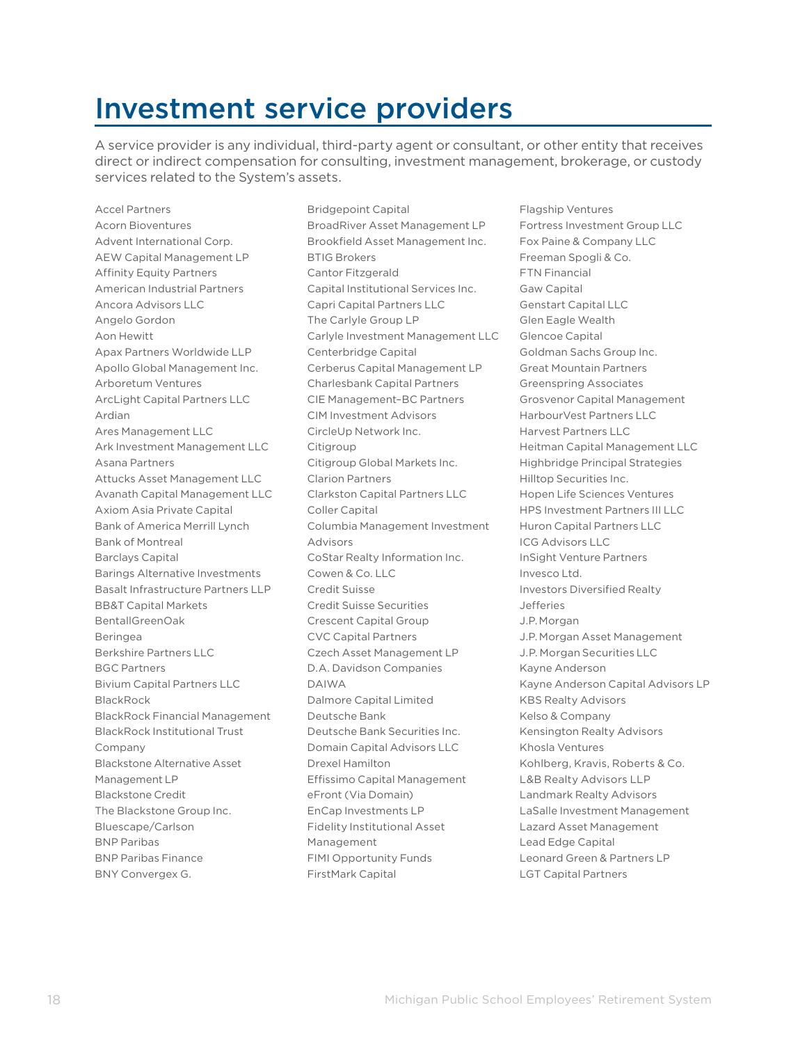# Investment service providers

A service provider is any individual, third-party agent or consultant, or other entity that receives direct or indirect compensation for consulting, investment management, brokerage, or custody services related to the System's assets.

Accel Partners
Acorn Bioventures
Advent International Corp.
AEW Capital Management LP
Affinity Equity Partners
American Industrial Partners
Ancora Advisors LLC
Angelo Gordon
Aon Hewitt
Apax Partners Worldwide LLP
Apollo Global Management Inc.
Arboretum Ventures
ArcLight Capital Partners LLC
Ardian
Ares Management LLC
Ark Investment Management LLC
Asana Partners
Attucks Asset Management LLC
Avanath Capital Management LLC
Axiom Asia Private Capital
Bank of America Merrill Lynch
Bank of Montreal
Barclays Capital
Barings Alternative Investments
Basalt Infrastructure Partners LLP
BB&T Capital Markets
BentallGreenOak
Beringea
Berkshire Partners LLC
BGC Partners
Bivium Capital Partners LLC
BlackRock
BlackRock Financial Management
BlackRock Institutional Trust Company
Blackstone Alternative Asset Management LP
Blackstone Credit
The Blackstone Group Inc.
Bluescape/Carlson
BNP Paribas
BNP Paribas Finance
BNY Convergex G.
Bridgepoint Capital
BroadRiver Asset Management LP
Brookfield Asset Management Inc.
BTIG Brokers
Cantor Fitzgerald
Capital Institutional Services Inc.
Capri Capital Partners LLC
The Carlyle Group LP
Carlyle Investment Management LLC
Centerbridge Capital
Cerberus Capital Management LP
Charlesbank Capital Partners
CIE Management–BC Partners
CIM Investment Advisors
CircleUp Network Inc.
Citigroup
Citigroup Global Markets Inc.
Clarion Partners
Clarkston Capital Partners LLC
Coller Capital
Columbia Management Investment Advisors
CoStar Realty Information Inc.
Cowen & Co. LLC
Credit Suisse
Credit Suisse Securities
Crescent Capital Group
CVC Capital Partners
Czech Asset Management LP
D.A. Davidson Companies
DAIWA
Dalmore Capital Limited
Deutsche Bank
Deutsche Bank Securities Inc.
Domain Capital Advisors LLC
Drexel Hamilton
Effissimo Capital Management
eFront (Via Domain)
EnCap Investments LP
Fidelity Institutional Asset Management
FIMI Opportunity Funds
FirstMark Capital
Flagship Ventures
Fortress Investment Group LLC
Fox Paine & Company LLC
Freeman Spogli & Co.
FTN Financial
Gaw Capital
Genstart Capital LLC
Glen Eagle Wealth
Glencoe Capital
Goldman Sachs Group Inc.
Great Mountain Partners
Greenspring Associates
Grosvenor Capital Management
HarbourVest Partners LLC
Harvest Partners LLC
Heitman Capital Management LLC
Highbridge Principal Strategies
Hilltop Securities Inc.
Hopen Life Sciences Ventures
HPS Investment Partners III LLC
Huron Capital Partners LLC
ICG Advisors LLC
InSight Venture Partners
Invesco Ltd.
Investors Diversified Realty
Jefferies
J.P. Morgan
J.P. Morgan Asset Management
J.P. Morgan Securities LLC
Kayne Anderson
Kayne Anderson Capital Advisors LP
KBS Realty Advisors
Kelso & Company
Kensington Realty Advisors
Khosla Ventures
Kohlberg, Kravis, Roberts & Co.
L&B Realty Advisors LLP
Landmark Realty Advisors
LaSalle Investment Management
Lazard Asset Management
Lead Edge Capital
Leonard Green & Partners LP
LGT Capital Partners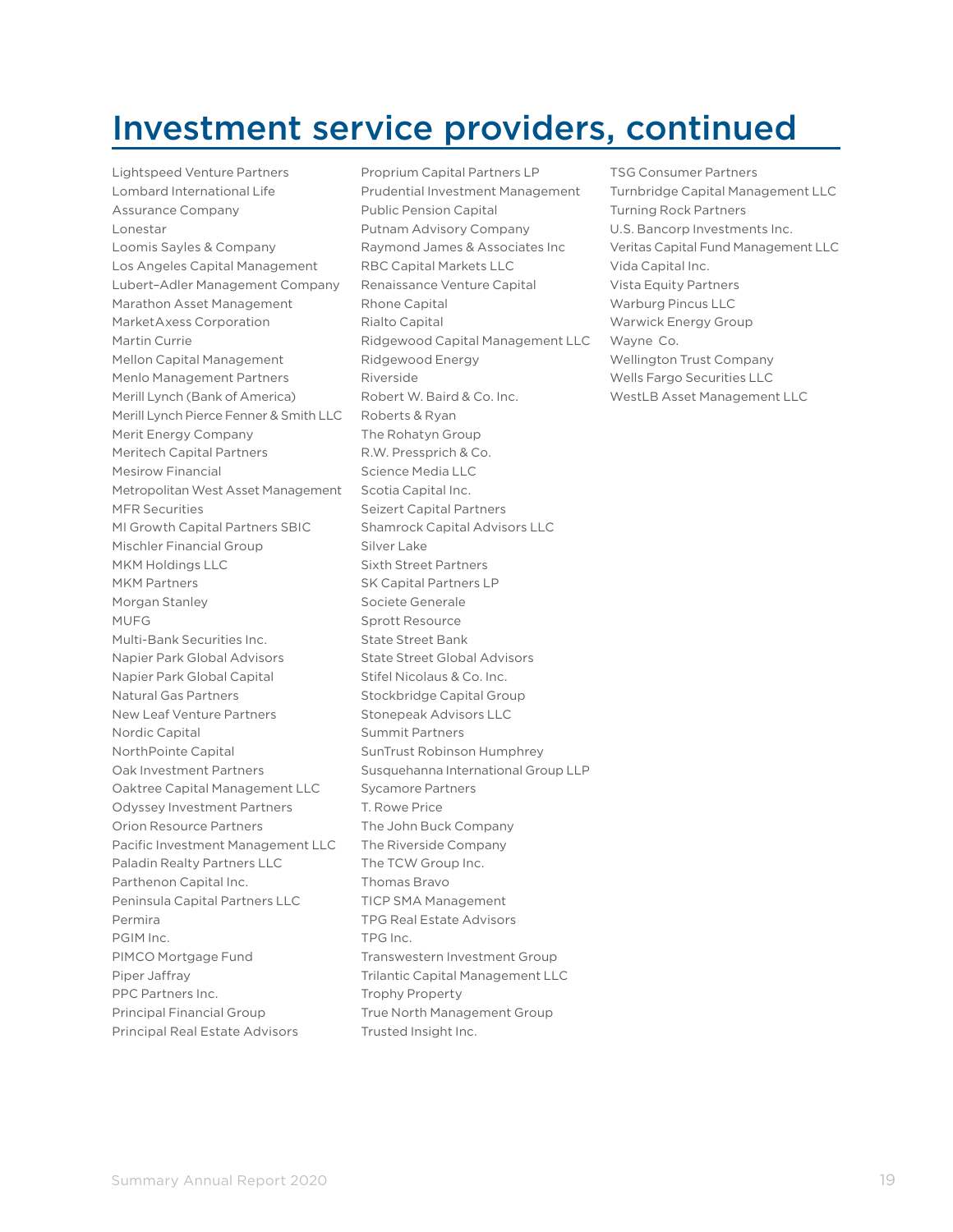# Investment service providers, continued

Lightspeed Venture Partners
Lombard International Life Assurance Company
Lonestar
Loomis Sayles & Company
Los Angeles Capital Management
Lubert-Adler Management Company
Marathon Asset Management
MarketAxess Corporation
Martin Currie
Mellon Capital Management
Menlo Management Partners
Merill Lynch (Bank of America)
Merill Lynch Pierce Fenner & Smith LLC
Merit Energy Company
Meritech Capital Partners
Mesirow Financial
Metropolitan West Asset Management
MFR Securities
MI Growth Capital Partners SBIC
Mischler Financial Group
MKM Holdings LLC
MKM Partners
Morgan Stanley
MUFG
Multi-Bank Securities Inc.
Napier Park Global Advisors
Napier Park Global Capital
Natural Gas Partners
New Leaf Venture Partners
Nordic Capital
NorthPointe Capital
Oak Investment Partners
Oaktree Capital Management LLC
Odyssey Investment Partners
Orion Resource Partners
Pacific Investment Management LLC
Paladin Realty Partners LLC
Parthenon Capital Inc.
Peninsula Capital Partners LLC
Permira
PGIM Inc.
PIMCO Mortgage Fund
Piper Jaffray
PPC Partners Inc.
Principal Financial Group
Principal Real Estate Advisors
Proprium Capital Partners LP
Prudential Investment Management
Public Pension Capital
Putnam Advisory Company
Raymond James & Associates Inc
RBC Capital Markets LLC
Renaissance Venture Capital
Rhone Capital
Rialto Capital
Ridgewood Capital Management LLC
Ridgewood Energy
Riverside
Robert W. Baird & Co. Inc.
Roberts & Ryan
The Rohatyn Group
R.W. Pressprich & Co.
Science Media LLC
Scotia Capital Inc.
Seizert Capital Partners
Shamrock Capital Advisors LLC
Silver Lake
Sixth Street Partners
SK Capital Partners LP
Societe Generale
Sprott Resource
State Street Bank
State Street Global Advisors
Stifel Nicolaus & Co. Inc.
Stockbridge Capital Group
Stonepeak Advisors LLC
Summit Partners
SunTrust Robinson Humphrey
Susquehanna International Group LLP
Sycamore Partners
T. Rowe Price
The John Buck Company
The Riverside Company
The TCW Group Inc.
Thomas Bravo
TICP SMA Management
TPG Real Estate Advisors
TPG Inc.
Transwestern Investment Group
Trilantic Capital Management LLC
Trophy Property
True North Management Group
Trusted Insight Inc.
TSG Consumer Partners
Turnbridge Capital Management LLC
Turning Rock Partners
U.S. Bancorp Investments Inc.
Veritas Capital Fund Management LLC
Vida Capital Inc.
Vista Equity Partners
Warburg Pincus LLC
Warwick Energy Group
Wayne Co.
Wellington Trust Company
Wells Fargo Securities LLC
WestLB Asset Management LLC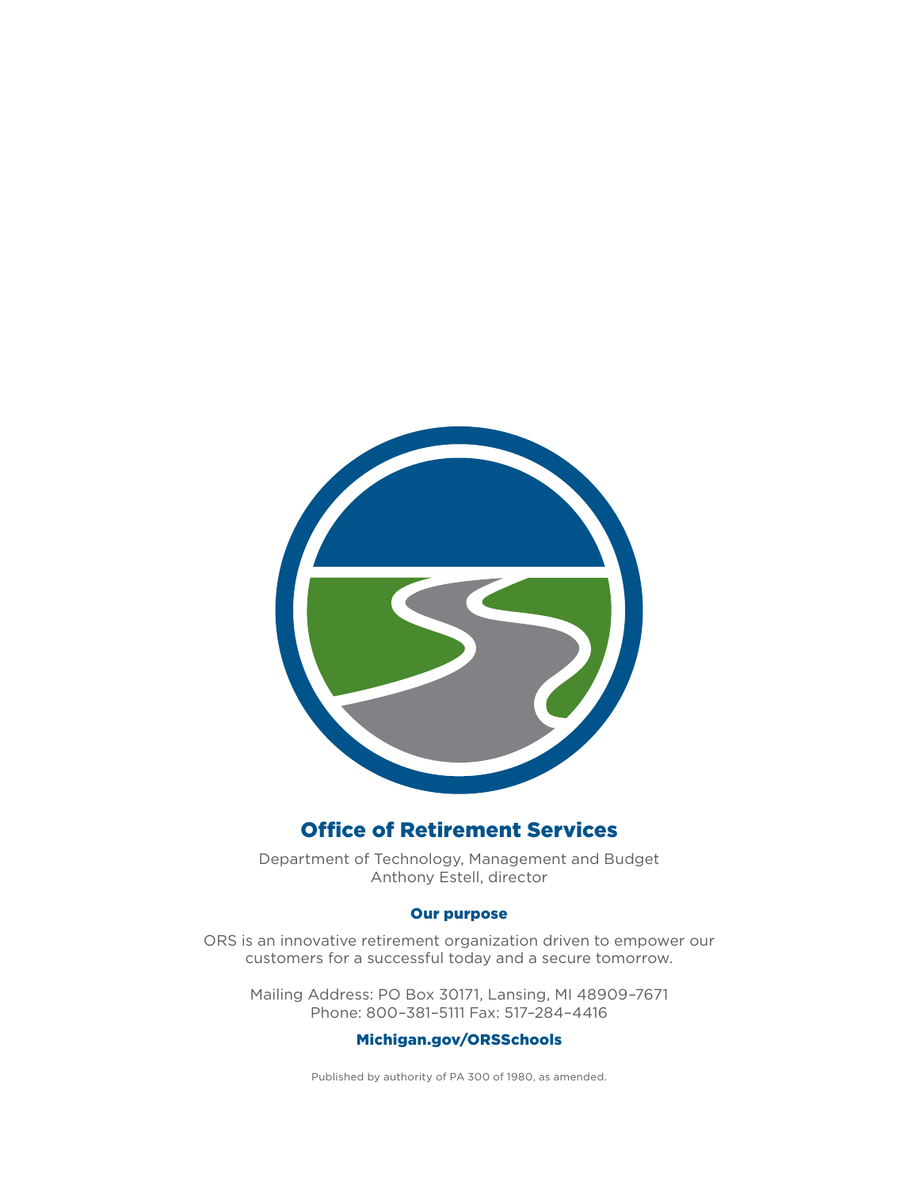## Office of Retirement Services

Department of Technology, Management and Budget
Anthony Estell, director

### Our purpose

ORS is an innovative retirement organization driven to empower our customers for a successful today and a secure tomorrow.

Mailing Address: PO Box 30171, Lansing, MI 48909–7671
Phone: 800–381–5111 Fax: 517–284–4416

**Michigan.gov/ORSSchools**

Published by authority of PA 300 of 1980, as amended.